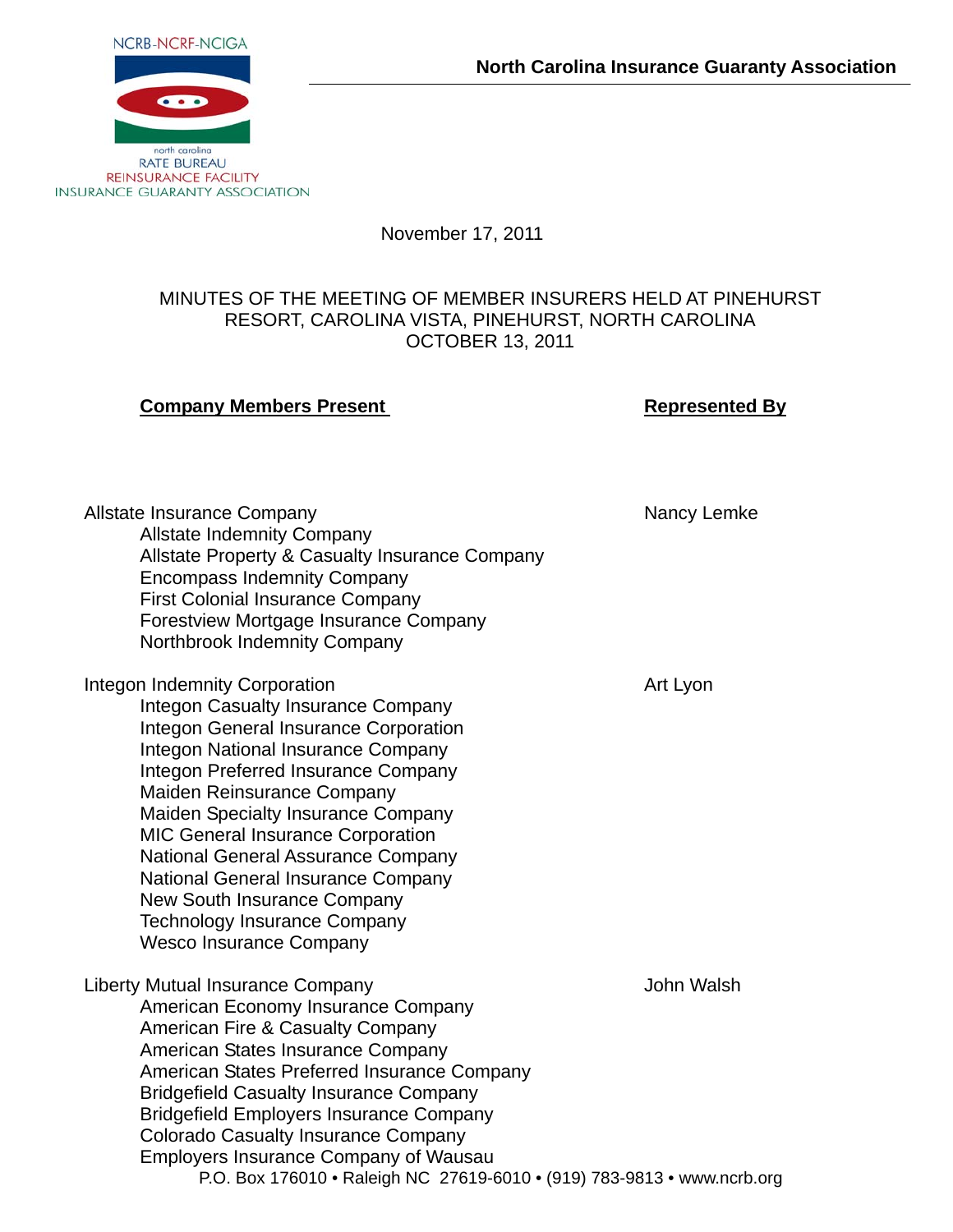NCRB-NCRF-NCIGA

north carolina
RATE BUREAU
REINSURANCE FACILITY
INSURANCE GUARANTY ASSOCIATION

**North Carolina Insurance Guaranty Association**

November 17, 2011

MINUTES OF THE MEETING OF MEMBER INSURERS HELD AT PINEHURST RESORT, CAROLINA VISTA, PINEHURST, NORTH CAROLINA
OCTOBER 13, 2011

| **Company Members Present** | **Represented By** |
| --- | --- |
| Allstate Insurance Company | Nancy Lemke |
| Allstate Indemnity Company | |
| Allstate Property & Casualty Insurance Company | |
| Encompass Indemnity Company | |
| First Colonial Insurance Company | |
| Forestview Mortgage Insurance Company | |
| Northbrook Indemnity Company | |
| Integon Indemnity Corporation | Art Lyon |
| Integon Casualty Insurance Company | |
| Integon General Insurance Corporation | |
| Integon National Insurance Company | |
| Integon Preferred Insurance Company | |
| Maiden Reinsurance Company | |
| Maiden Specialty Insurance Company | |
| MIC General Insurance Corporation | |
| National General Assurance Company | |
| National General Insurance Company | |
| New South Insurance Company | |
| Technology Insurance Company | |
| Wesco Insurance Company | |
| Liberty Mutual Insurance Company | John Walsh |
| American Economy Insurance Company | |
| American Fire & Casualty Company | |
| American States Insurance Company | |
| American States Preferred Insurance Company | |
| Bridgefield Casualty Insurance Company | |
| Bridgefield Employers Insurance Company | |
| Colorado Casualty Insurance Company | |
| Employers Insurance Company of Wausau | |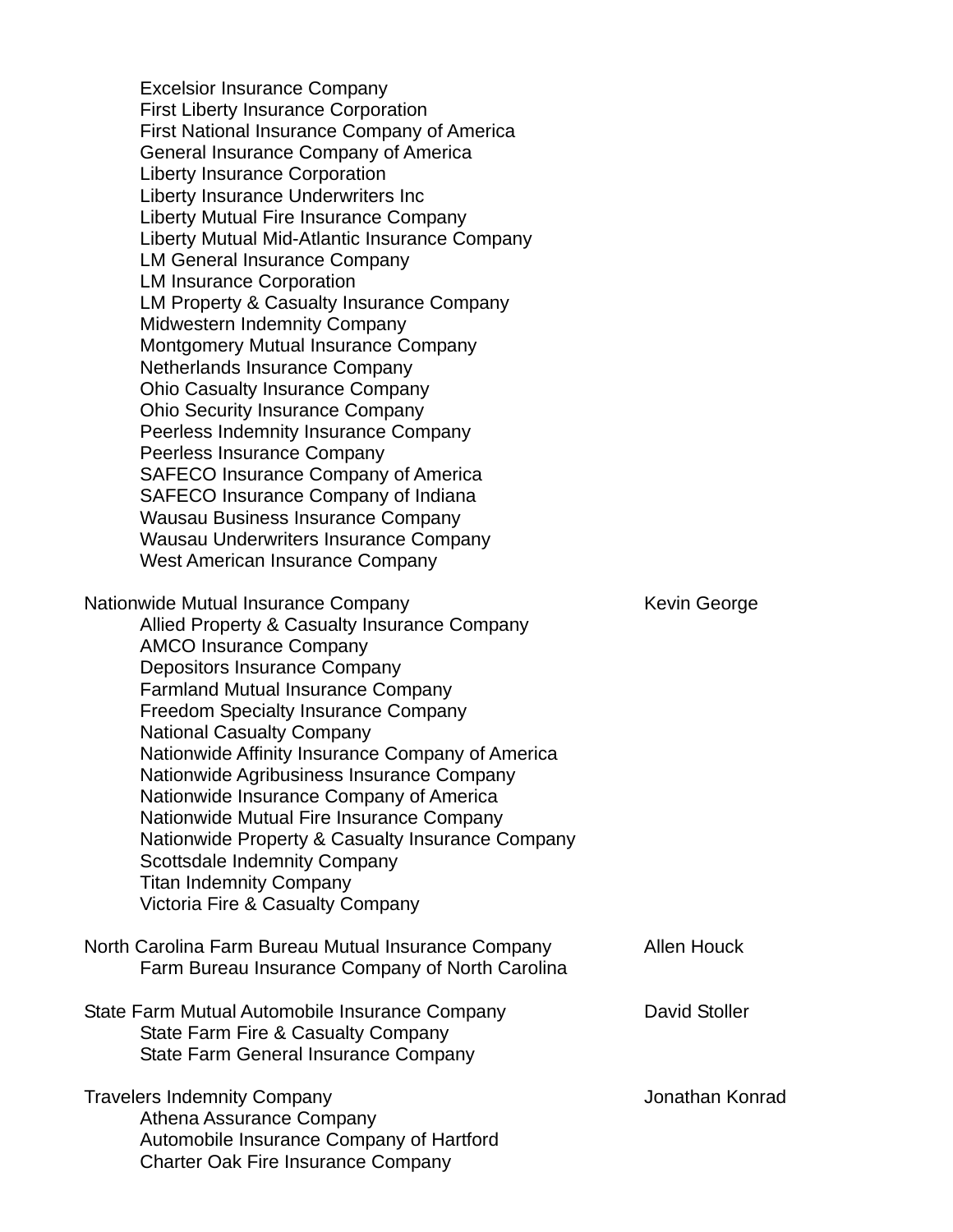| | |
|---|---|
| Excelsior Insurance Company | |
| First Liberty Insurance Corporation | |
| First National Insurance Company of America | |
| General Insurance Company of America | |
| Liberty Insurance Corporation | |
| Liberty Insurance Underwriters Inc | |
| Liberty Mutual Fire Insurance Company | |
| Liberty Mutual Mid-Atlantic Insurance Company | |
| LM General Insurance Company | |
| LM Insurance Corporation | |
| LM Property & Casualty Insurance Company | |
| Midwestern Indemnity Company | |
| Montgomery Mutual Insurance Company | |
| Netherlands Insurance Company | |
| Ohio Casualty Insurance Company | |
| Ohio Security Insurance Company | |
| Peerless Indemnity Insurance Company | |
| Peerless Insurance Company | |
| SAFECO Insurance Company of America | |
| SAFECO Insurance Company of Indiana | |
| Wausau Business Insurance Company | |
| Wausau Underwriters Insurance Company | |
| West American Insurance Company | |
| | |
| Nationwide Mutual Insurance Company | Kevin George |
| Allied Property & Casualty Insurance Company | |
| AMCO Insurance Company | |
| Depositors Insurance Company | |
| Farmland Mutual Insurance Company | |
| Freedom Specialty Insurance Company | |
| National Casualty Company | |
| Nationwide Affinity Insurance Company of America | |
| Nationwide Agribusiness Insurance Company | |
| Nationwide Insurance Company of America | |
| Nationwide Mutual Fire Insurance Company | |
| Nationwide Property & Casualty Insurance Company | |
| Scottsdale Indemnity Company | |
| Titan Indemnity Company | |
| Victoria Fire & Casualty Company | |
| | |
| North Carolina Farm Bureau Mutual Insurance Company | Allen Houck |
| Farm Bureau Insurance Company of North Carolina | |
| | |
| State Farm Mutual Automobile Insurance Company | David Stoller |
| State Farm Fire & Casualty Company | |
| State Farm General Insurance Company | |
| | |
| Travelers Indemnity Company | Jonathan Konrad |
| Athena Assurance Company | |
| Automobile Insurance Company of Hartford | |
| Charter Oak Fire Insurance Company | |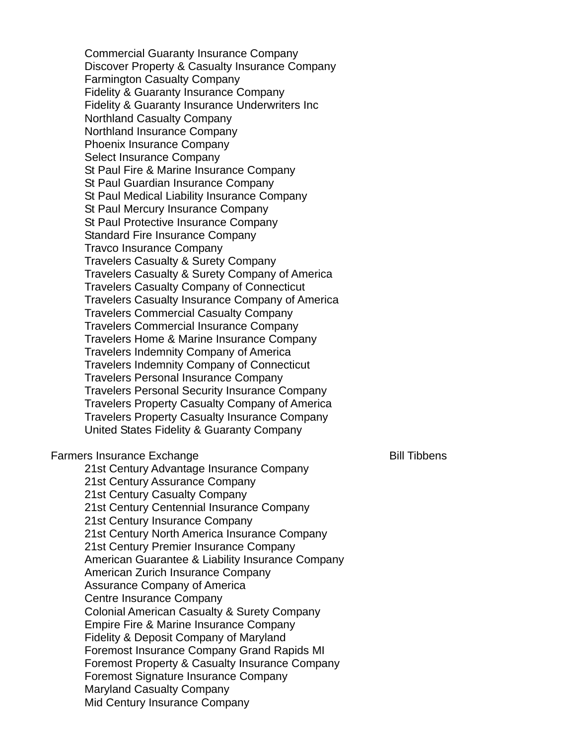- Commercial Guaranty Insurance Company
- Discover Property & Casualty Insurance Company
- Farmington Casualty Company
- Fidelity & Guaranty Insurance Company
- Fidelity & Guaranty Insurance Underwriters Inc
- Northland Casualty Company
- Northland Insurance Company
- Phoenix Insurance Company
- Select Insurance Company
- St Paul Fire & Marine Insurance Company
- St Paul Guardian Insurance Company
- St Paul Medical Liability Insurance Company
- St Paul Mercury Insurance Company
- St Paul Protective Insurance Company
- Standard Fire Insurance Company
- Travco Insurance Company
- Travelers Casualty & Surety Company
- Travelers Casualty & Surety Company of America
- Travelers Casualty Company of Connecticut
- Travelers Casualty Insurance Company of America
- Travelers Commercial Casualty Company
- Travelers Commercial Insurance Company
- Travelers Home & Marine Insurance Company
- Travelers Indemnity Company of America
- Travelers Indemnity Company of Connecticut
- Travelers Personal Insurance Company
- Travelers Personal Security Insurance Company
- Travelers Property Casualty Company of America
- Travelers Property Casualty Insurance Company
- United States Fidelity & Guaranty Company

Farmers Insurance Exchange — Bill Tibbens

- 21st Century Advantage Insurance Company
- 21st Century Assurance Company
- 21st Century Casualty Company
- 21st Century Centennial Insurance Company
- 21st Century Insurance Company
- 21st Century North America Insurance Company
- 21st Century Premier Insurance Company
- American Guarantee & Liability Insurance Company
- American Zurich Insurance Company
- Assurance Company of America
- Centre Insurance Company
- Colonial American Casualty & Surety Company
- Empire Fire & Marine Insurance Company
- Fidelity & Deposit Company of Maryland
- Foremost Insurance Company Grand Rapids MI
- Foremost Property & Casualty Insurance Company
- Foremost Signature Insurance Company
- Maryland Casualty Company
- Mid Century Insurance Company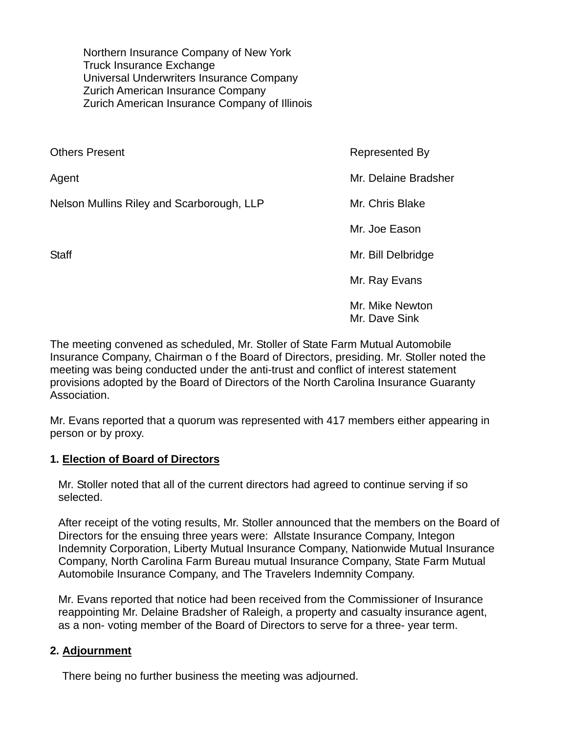Northern Insurance Company of New York
Truck Insurance Exchange
Universal Underwriters Insurance Company
Zurich American Insurance Company
Zurich American Insurance Company of Illinois

| Others Present | Represented By |
|---|---|
| Agent | Mr. Delaine Bradsher |
| Nelson Mullins Riley and Scarborough, LLP | Mr. Chris Blake |
| | Mr. Joe Eason |
| Staff | Mr. Bill Delbridge |
| | Mr. Ray Evans |
| | Mr. Mike Newton |
| | Mr. Dave Sink |

The meeting convened as scheduled, Mr. Stoller of State Farm Mutual Automobile Insurance Company, Chairman o f the Board of Directors, presiding. Mr. Stoller noted the meeting was being conducted under the anti-trust and conflict of interest statement provisions adopted by the Board of Directors of the North Carolina Insurance Guaranty Association.

Mr. Evans reported that a quorum was represented with 417 members either appearing in person or by proxy.

**1. Election of Board of Directors**

Mr. Stoller noted that all of the current directors had agreed to continue serving if so selected.

After receipt of the voting results, Mr. Stoller announced that the members on the Board of Directors for the ensuing three years were: Allstate Insurance Company, Integon Indemnity Corporation, Liberty Mutual Insurance Company, Nationwide Mutual Insurance Company, North Carolina Farm Bureau mutual Insurance Company, State Farm Mutual Automobile Insurance Company, and The Travelers Indemnity Company.

Mr. Evans reported that notice had been received from the Commissioner of Insurance reappointing Mr. Delaine Bradsher of Raleigh, a property and casualty insurance agent, as a non- voting member of the Board of Directors to serve for a three- year term.

**2. Adjournment**

There being no further business the meeting was adjourned.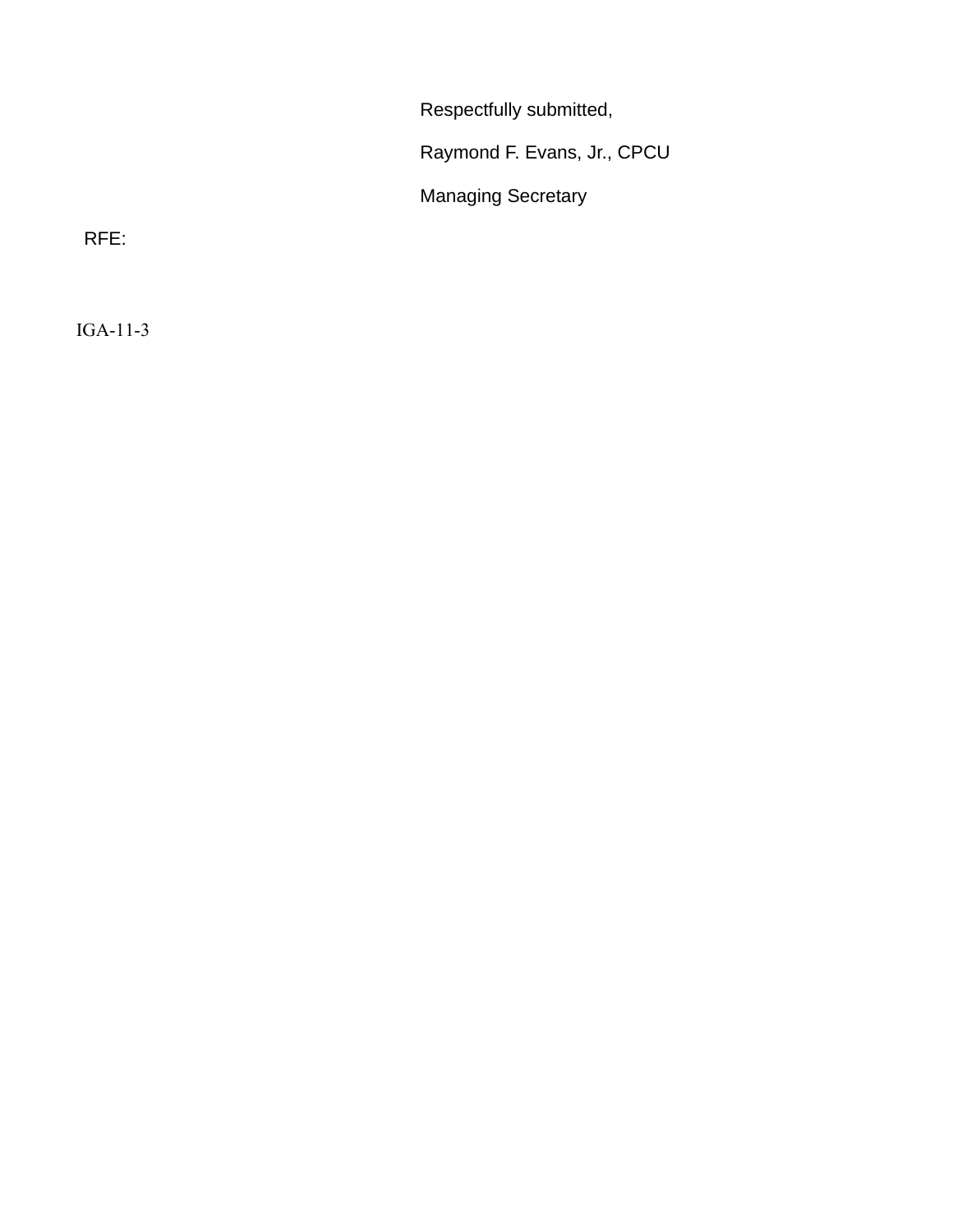Respectfully submitted,

Raymond F. Evans, Jr., CPCU

Managing Secretary

RFE:

IGA-11-3